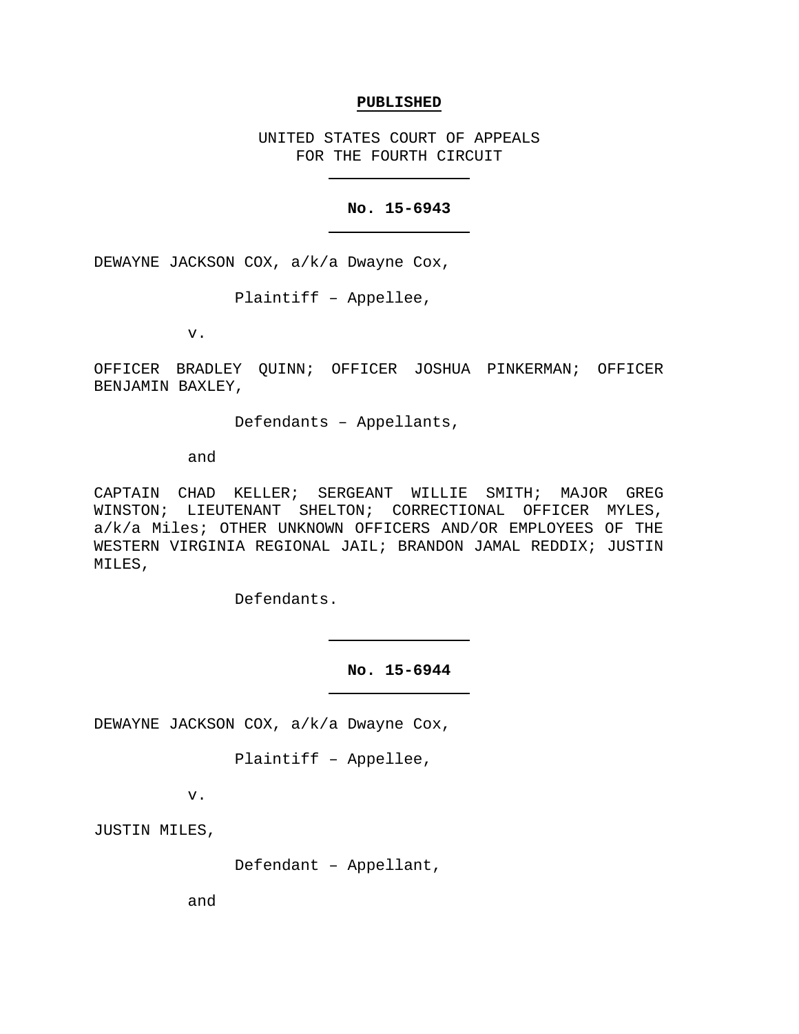**PUBLISHED**

UNITED STATES COURT OF APPEALS
FOR THE FOURTH CIRCUIT

---

**No. 15-6943**

---

DEWAYNE JACKSON COX, a/k/a Dwayne Cox,

Plaintiff – Appellee,

v.

OFFICER BRADLEY QUINN; OFFICER JOSHUA PINKERMAN; OFFICER BENJAMIN BAXLEY,

Defendants – Appellants,

and

CAPTAIN CHAD KELLER; SERGEANT WILLIE SMITH; MAJOR GREG WINSTON; LIEUTENANT SHELTON; CORRECTIONAL OFFICER MYLES, a/k/a Miles; OTHER UNKNOWN OFFICERS AND/OR EMPLOYEES OF THE WESTERN VIRGINIA REGIONAL JAIL; BRANDON JAMAL REDDIX; JUSTIN MILES,

Defendants.

---

**No. 15-6944**

---

DEWAYNE JACKSON COX, a/k/a Dwayne Cox,

Plaintiff – Appellee,

v.

JUSTIN MILES,

Defendant – Appellant,

and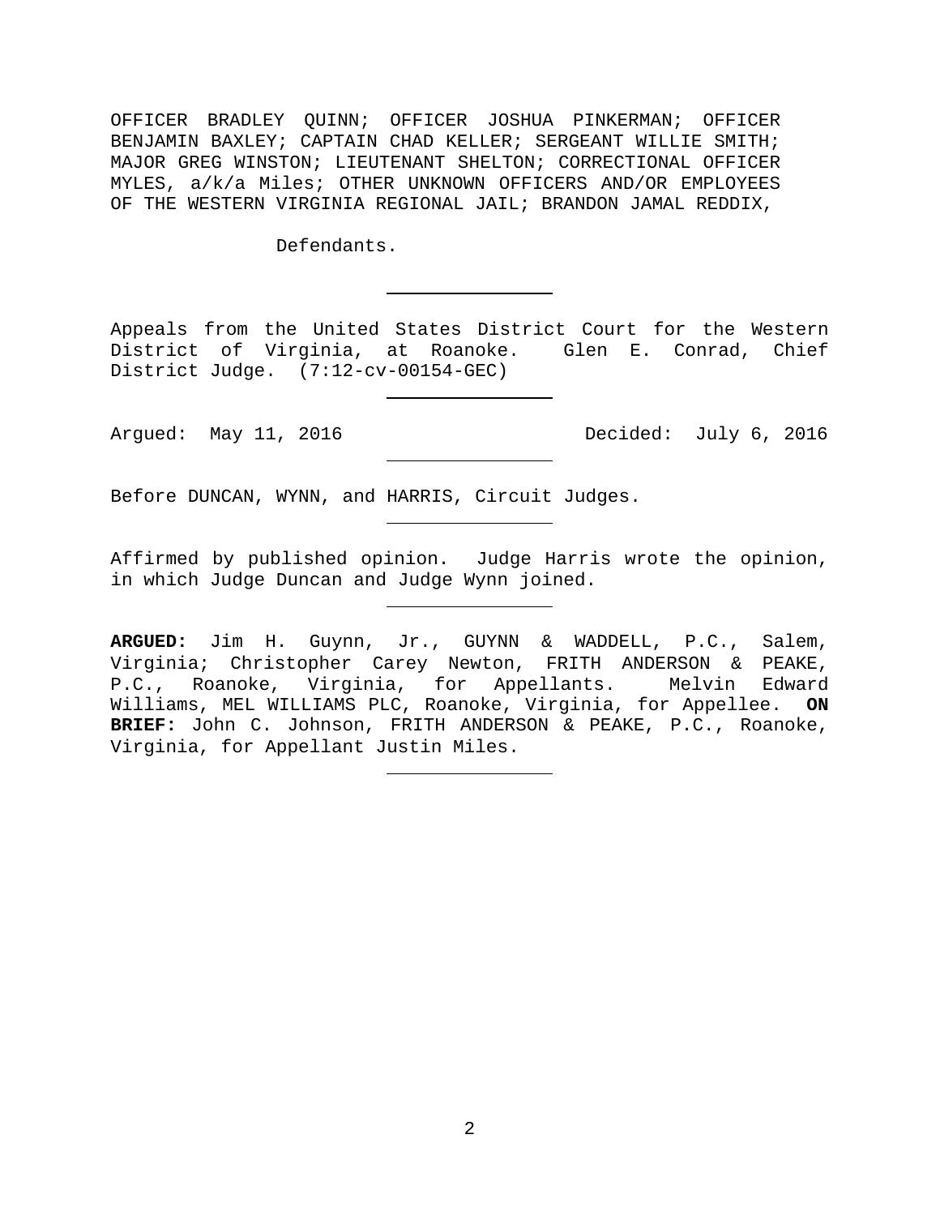OFFICER BRADLEY QUINN; OFFICER JOSHUA PINKERMAN; OFFICER BENJAMIN BAXLEY; CAPTAIN CHAD KELLER; SERGEANT WILLIE SMITH; MAJOR GREG WINSTON; LIEUTENANT SHELTON; CORRECTIONAL OFFICER MYLES, a/k/a Miles; OTHER UNKNOWN OFFICERS AND/OR EMPLOYEES OF THE WESTERN VIRGINIA REGIONAL JAIL; BRANDON JAMAL REDDIX,

Defendants.

---

Appeals from the United States District Court for the Western District of Virginia, at Roanoke. Glen E. Conrad, Chief District Judge. (7:12-cv-00154-GEC)

---

Argued: May 11, 2016 Decided: July 6, 2016

---

Before DUNCAN, WYNN, and HARRIS, Circuit Judges.

---

Affirmed by published opinion. Judge Harris wrote the opinion, in which Judge Duncan and Judge Wynn joined.

---

**ARGUED:** Jim H. Guynn, Jr., GUYNN & WADDELL, P.C., Salem, Virginia; Christopher Carey Newton, FRITH ANDERSON & PEAKE, P.C., Roanoke, Virginia, for Appellants. Melvin Edward Williams, MEL WILLIAMS PLC, Roanoke, Virginia, for Appellee. **ON BRIEF:** John C. Johnson, FRITH ANDERSON & PEAKE, P.C., Roanoke, Virginia, for Appellant Justin Miles.

---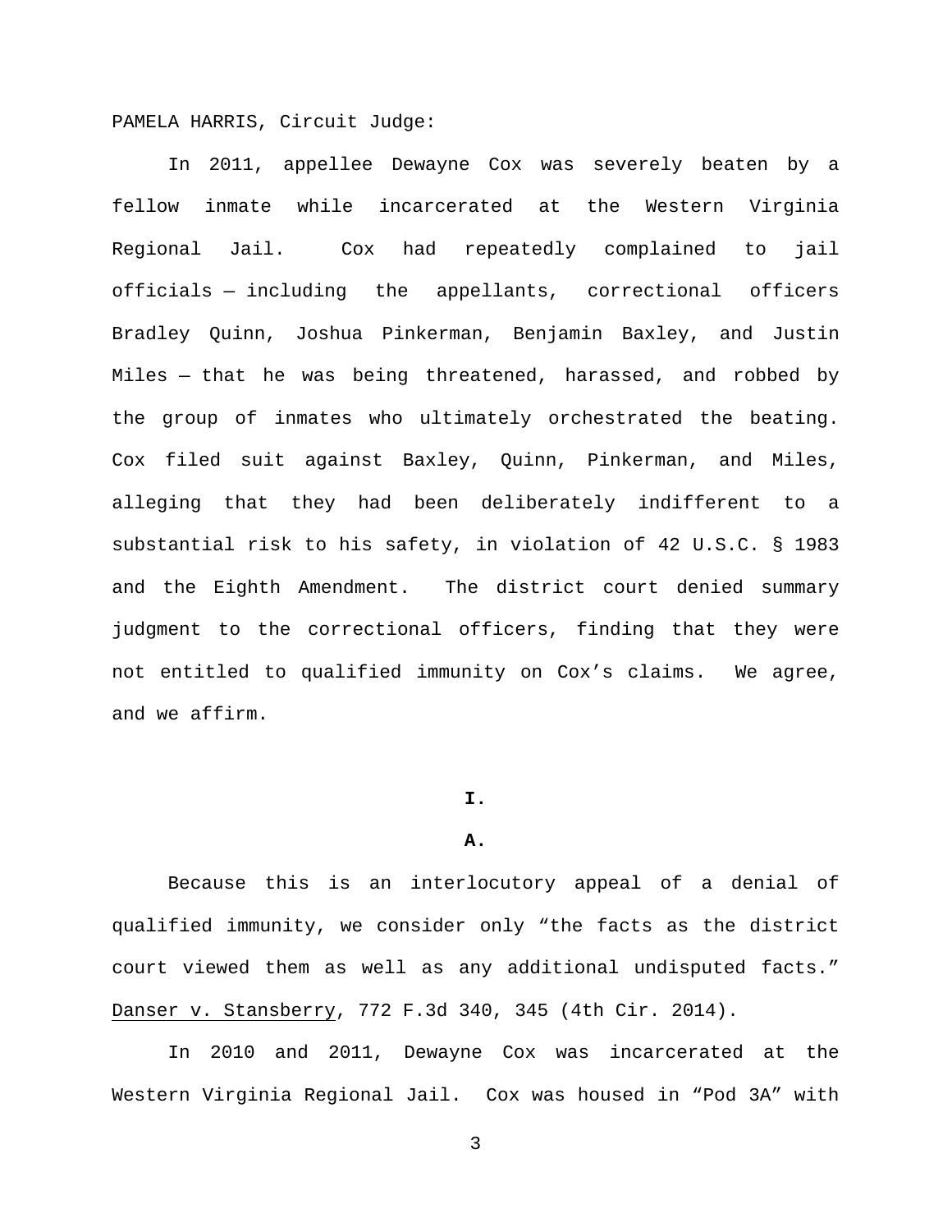PAMELA HARRIS, Circuit Judge:

In 2011, appellee Dewayne Cox was severely beaten by a fellow inmate while incarcerated at the Western Virginia Regional Jail. Cox had repeatedly complained to jail officials — including the appellants, correctional officers Bradley Quinn, Joshua Pinkerman, Benjamin Baxley, and Justin Miles — that he was being threatened, harassed, and robbed by the group of inmates who ultimately orchestrated the beating. Cox filed suit against Baxley, Quinn, Pinkerman, and Miles, alleging that they had been deliberately indifferent to a substantial risk to his safety, in violation of 42 U.S.C. § 1983 and the Eighth Amendment. The district court denied summary judgment to the correctional officers, finding that they were not entitled to qualified immunity on Cox's claims. We agree, and we affirm.

# I.

## A.

Because this is an interlocutory appeal of a denial of qualified immunity, we consider only "the facts as the district court viewed them as well as any additional undisputed facts." Danser v. Stansberry, 772 F.3d 340, 345 (4th Cir. 2014).

In 2010 and 2011, Dewayne Cox was incarcerated at the Western Virginia Regional Jail. Cox was housed in "Pod 3A" with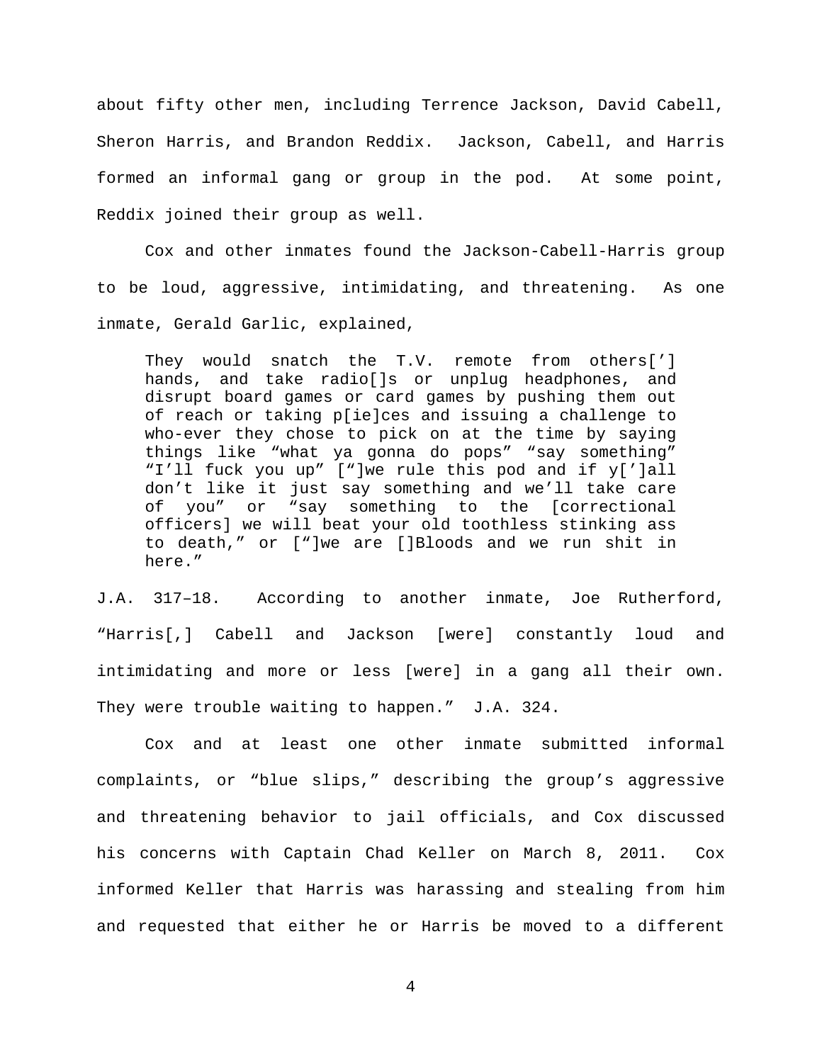about fifty other men, including Terrence Jackson, David Cabell, Sheron Harris, and Brandon Reddix. Jackson, Cabell, and Harris formed an informal gang or group in the pod. At some point, Reddix joined their group as well.

Cox and other inmates found the Jackson-Cabell-Harris group to be loud, aggressive, intimidating, and threatening. As one inmate, Gerald Garlic, explained,

> They would snatch the T.V. remote from others['] hands, and take radio[]s or unplug headphones, and disrupt board games or card games by pushing them out of reach or taking p[ie]ces and issuing a challenge to who-ever they chose to pick on at the time by saying things like "what ya gonna do pops" "say something" "I'll fuck you up" ["]we rule this pod and if y[']all don't like it just say something and we'll take care of you" or "say something to the [correctional officers] we will beat your old toothless stinking ass to death," or ["]we are []Bloods and we run shit in here."

J.A. 317–18. According to another inmate, Joe Rutherford, "Harris[,] Cabell and Jackson [were] constantly loud and intimidating and more or less [were] in a gang all their own. They were trouble waiting to happen." J.A. 324.

Cox and at least one other inmate submitted informal complaints, or "blue slips," describing the group's aggressive and threatening behavior to jail officials, and Cox discussed his concerns with Captain Chad Keller on March 8, 2011. Cox informed Keller that Harris was harassing and stealing from him and requested that either he or Harris be moved to a different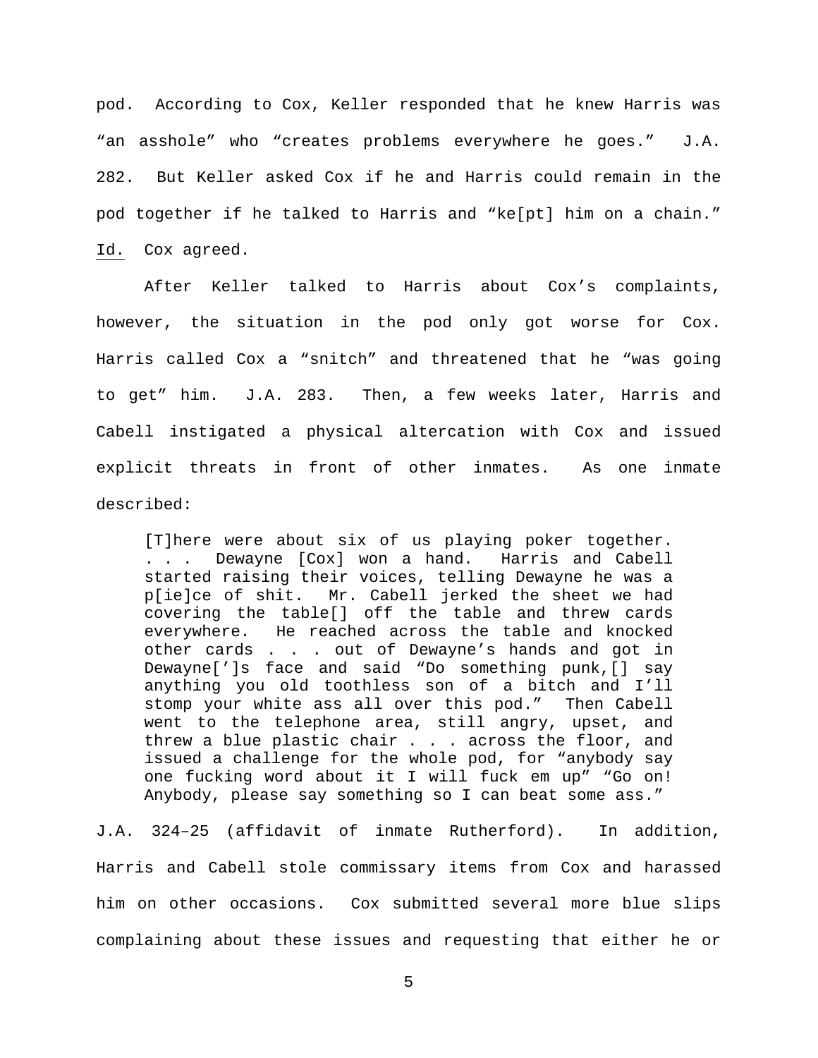pod. According to Cox, Keller responded that he knew Harris was "an asshole" who "creates problems everywhere he goes." J.A. 282. But Keller asked Cox if he and Harris could remain in the pod together if he talked to Harris and "ke[pt] him on a chain." Id. Cox agreed.

After Keller talked to Harris about Cox's complaints, however, the situation in the pod only got worse for Cox. Harris called Cox a "snitch" and threatened that he "was going to get" him. J.A. 283. Then, a few weeks later, Harris and Cabell instigated a physical altercation with Cox and issued explicit threats in front of other inmates. As one inmate described:

> [T]here were about six of us playing poker together. . . . Dewayne [Cox] won a hand. Harris and Cabell started raising their voices, telling Dewayne he was a p[ie]ce of shit. Mr. Cabell jerked the sheet we had covering the table[] off the table and threw cards everywhere. He reached across the table and knocked other cards . . . out of Dewayne's hands and got in Dewayne['] s face and said "Do something punk,[] say anything you old toothless son of a bitch and I'll stomp your white ass all over this pod." Then Cabell went to the telephone area, still angry, upset, and threw a blue plastic chair . . . across the floor, and issued a challenge for the whole pod, for "anybody say one fucking word about it I will fuck em up" "Go on! Anybody, please say something so I can beat some ass."

J.A. 324–25 (affidavit of inmate Rutherford). In addition, Harris and Cabell stole commissary items from Cox and harassed him on other occasions. Cox submitted several more blue slips complaining about these issues and requesting that either he or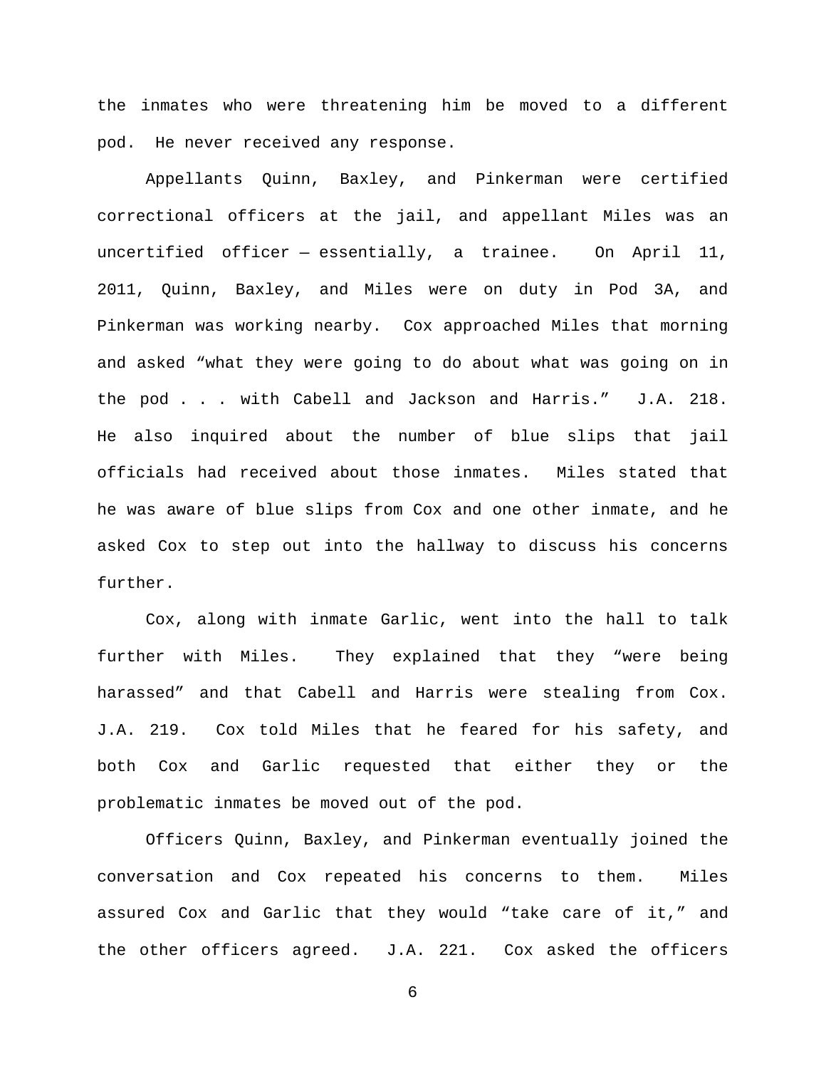the inmates who were threatening him be moved to a different pod. He never received any response.

Appellants Quinn, Baxley, and Pinkerman were certified correctional officers at the jail, and appellant Miles was an uncertified officer — essentially, a trainee. On April 11, 2011, Quinn, Baxley, and Miles were on duty in Pod 3A, and Pinkerman was working nearby. Cox approached Miles that morning and asked "what they were going to do about what was going on in the pod . . . with Cabell and Jackson and Harris." J.A. 218. He also inquired about the number of blue slips that jail officials had received about those inmates. Miles stated that he was aware of blue slips from Cox and one other inmate, and he asked Cox to step out into the hallway to discuss his concerns further.

Cox, along with inmate Garlic, went into the hall to talk further with Miles. They explained that they "were being harassed" and that Cabell and Harris were stealing from Cox. J.A. 219. Cox told Miles that he feared for his safety, and both Cox and Garlic requested that either they or the problematic inmates be moved out of the pod.

Officers Quinn, Baxley, and Pinkerman eventually joined the conversation and Cox repeated his concerns to them. Miles assured Cox and Garlic that they would "take care of it," and the other officers agreed. J.A. 221. Cox asked the officers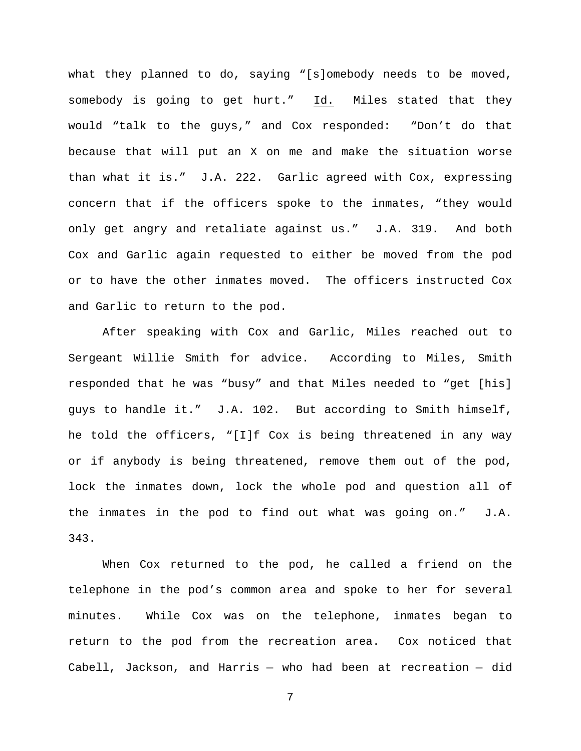what they planned to do, saying “[s]omebody needs to be moved, somebody is going to get hurt.” Id. Miles stated that they would “talk to the guys,” and Cox responded: “Don’t do that because that will put an X on me and make the situation worse than what it is.” J.A. 222. Garlic agreed with Cox, expressing concern that if the officers spoke to the inmates, “they would only get angry and retaliate against us.” J.A. 319. And both Cox and Garlic again requested to either be moved from the pod or to have the other inmates moved. The officers instructed Cox and Garlic to return to the pod.

After speaking with Cox and Garlic, Miles reached out to Sergeant Willie Smith for advice. According to Miles, Smith responded that he was “busy” and that Miles needed to “get [his] guys to handle it.” J.A. 102. But according to Smith himself, he told the officers, “[I]f Cox is being threatened in any way or if anybody is being threatened, remove them out of the pod, lock the inmates down, lock the whole pod and question all of the inmates in the pod to find out what was going on.” J.A. 343.

When Cox returned to the pod, he called a friend on the telephone in the pod’s common area and spoke to her for several minutes. While Cox was on the telephone, inmates began to return to the pod from the recreation area. Cox noticed that Cabell, Jackson, and Harris — who had been at recreation — did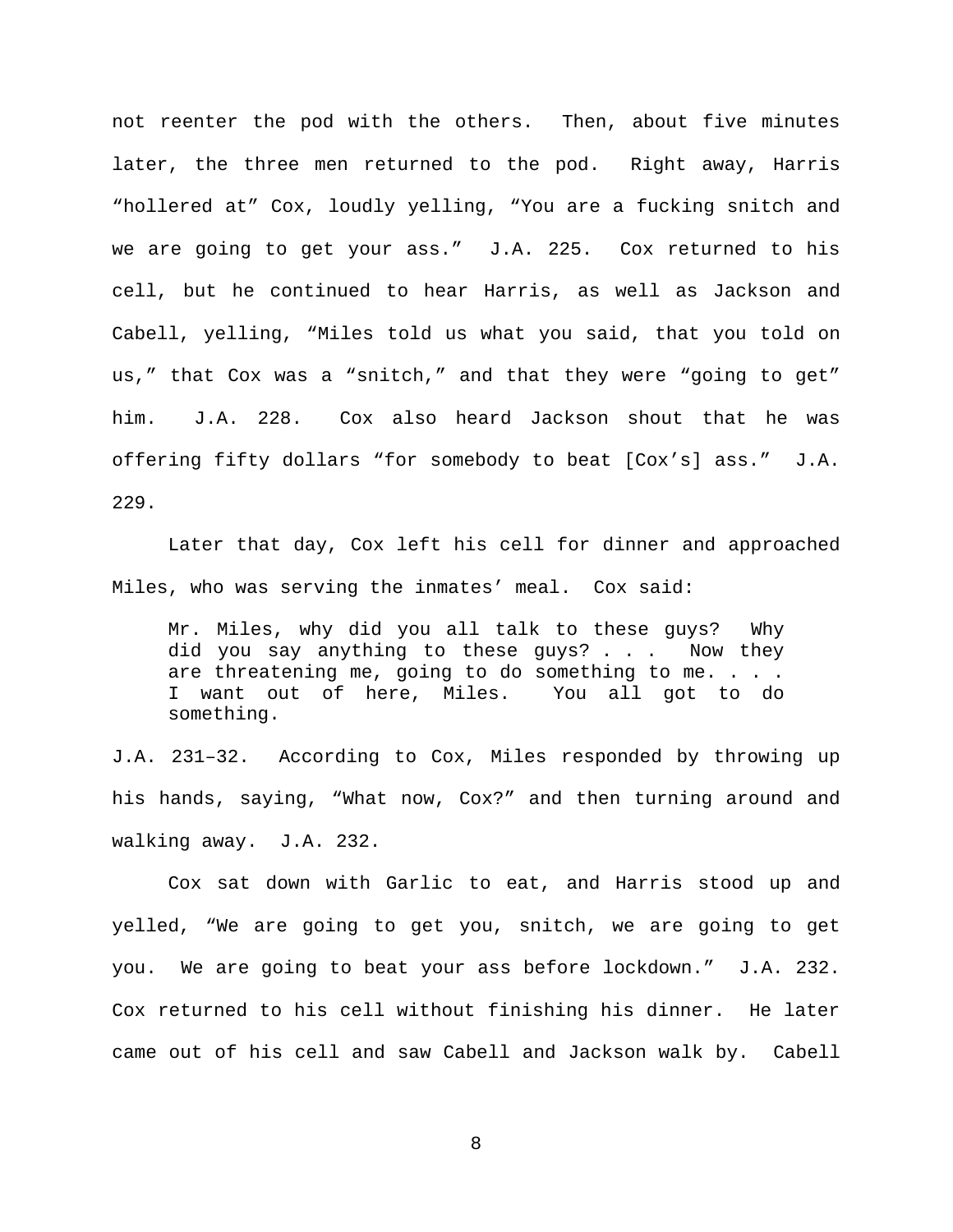not reenter the pod with the others. Then, about five minutes later, the three men returned to the pod. Right away, Harris "hollered at" Cox, loudly yelling, "You are a fucking snitch and we are going to get your ass." J.A. 225. Cox returned to his cell, but he continued to hear Harris, as well as Jackson and Cabell, yelling, "Miles told us what you said, that you told on us," that Cox was a "snitch," and that they were "going to get" him. J.A. 228. Cox also heard Jackson shout that he was offering fifty dollars "for somebody to beat [Cox's] ass." J.A. 229.

Later that day, Cox left his cell for dinner and approached Miles, who was serving the inmates' meal. Cox said:

> Mr. Miles, why did you all talk to these guys? Why did you say anything to these guys? . . . Now they are threatening me, going to do something to me. . . . I want out of here, Miles. You all got to do something.

J.A. 231–32. According to Cox, Miles responded by throwing up his hands, saying, "What now, Cox?" and then turning around and walking away. J.A. 232.

Cox sat down with Garlic to eat, and Harris stood up and yelled, "We are going to get you, snitch, we are going to get you. We are going to beat your ass before lockdown." J.A. 232. Cox returned to his cell without finishing his dinner. He later came out of his cell and saw Cabell and Jackson walk by. Cabell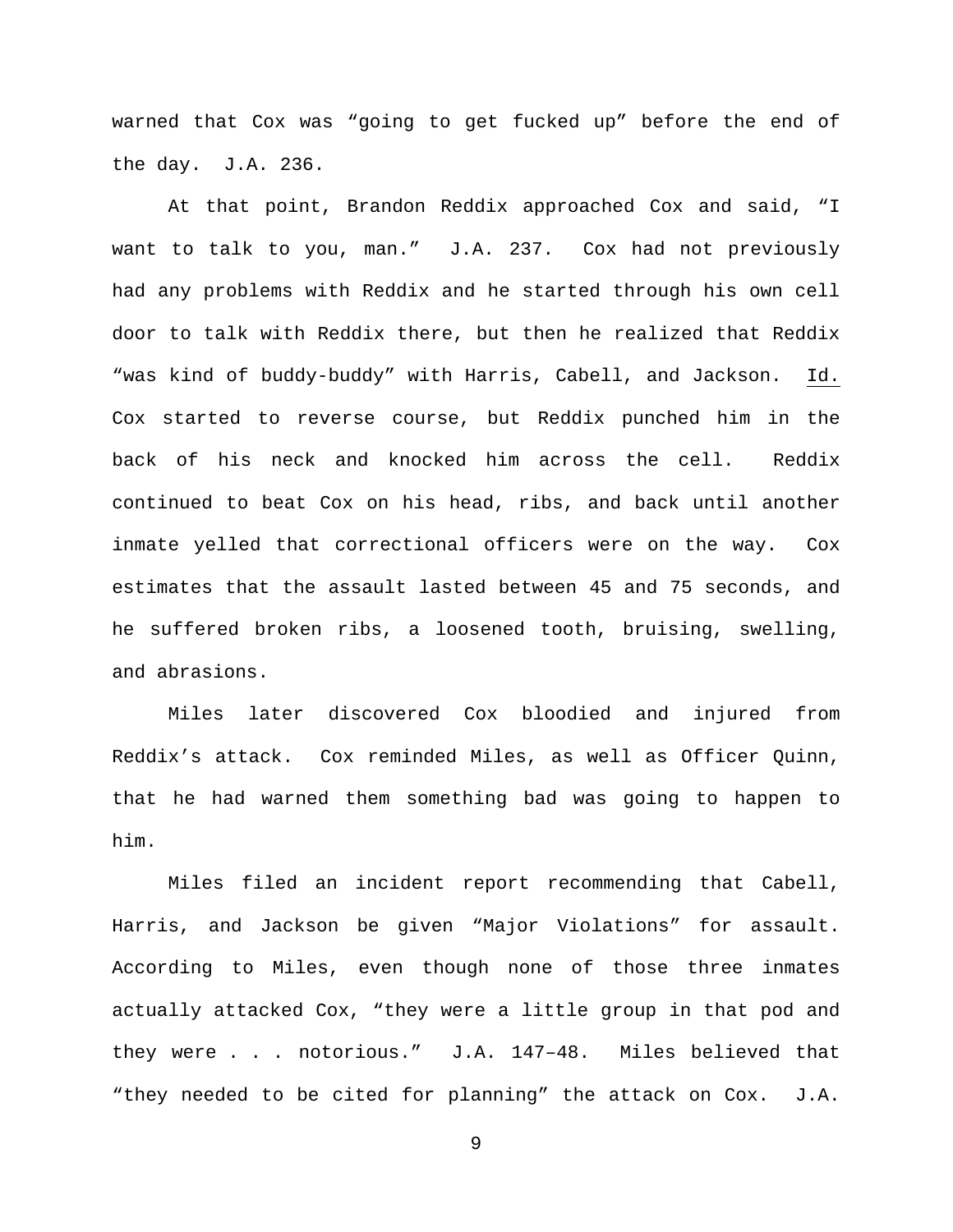warned that Cox was "going to get fucked up" before the end of the day. J.A. 236.

At that point, Brandon Reddix approached Cox and said, "I want to talk to you, man." J.A. 237. Cox had not previously had any problems with Reddix and he started through his own cell door to talk with Reddix there, but then he realized that Reddix "was kind of buddy-buddy" with Harris, Cabell, and Jackson. Id. Cox started to reverse course, but Reddix punched him in the back of his neck and knocked him across the cell. Reddix continued to beat Cox on his head, ribs, and back until another inmate yelled that correctional officers were on the way. Cox estimates that the assault lasted between 45 and 75 seconds, and he suffered broken ribs, a loosened tooth, bruising, swelling, and abrasions.

Miles later discovered Cox bloodied and injured from Reddix's attack. Cox reminded Miles, as well as Officer Quinn, that he had warned them something bad was going to happen to him.

Miles filed an incident report recommending that Cabell, Harris, and Jackson be given "Major Violations" for assault. According to Miles, even though none of those three inmates actually attacked Cox, "they were a little group in that pod and they were . . . notorious." J.A. 147–48. Miles believed that "they needed to be cited for planning" the attack on Cox. J.A.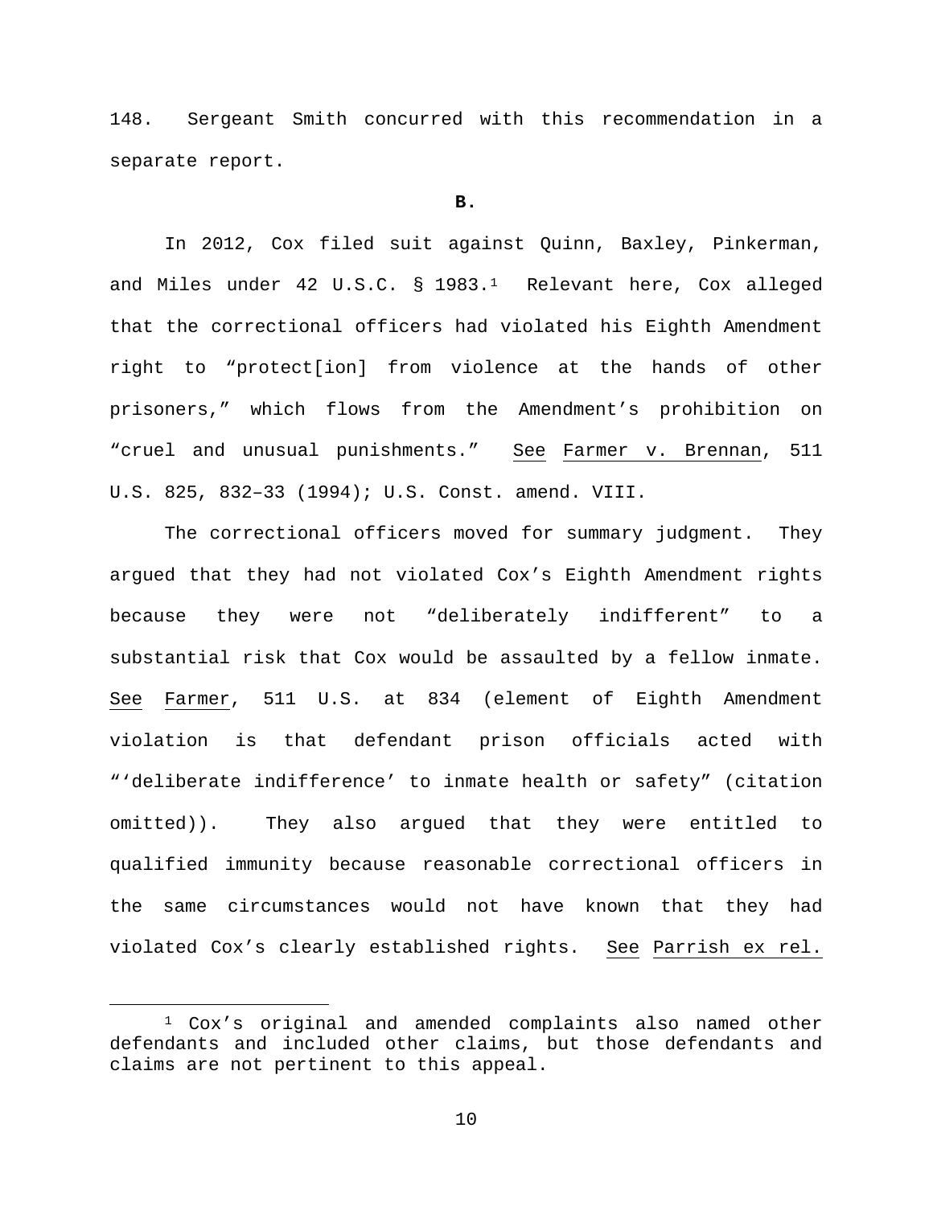148. Sergeant Smith concurred with this recommendation in a separate report.

**B.**

In 2012, Cox filed suit against Quinn, Baxley, Pinkerman, and Miles under 42 U.S.C. § 1983.[1] Relevant here, Cox alleged that the correctional officers had violated his Eighth Amendment right to "protect[ion] from violence at the hands of other prisoners," which flows from the Amendment's prohibition on "cruel and unusual punishments." See Farmer v. Brennan, 511 U.S. 825, 832–33 (1994); U.S. Const. amend. VIII.

The correctional officers moved for summary judgment. They argued that they had not violated Cox's Eighth Amendment rights because they were not "deliberately indifferent" to a substantial risk that Cox would be assaulted by a fellow inmate. See Farmer, 511 U.S. at 834 (element of Eighth Amendment violation is that defendant prison officials acted with "'deliberate indifference' to inmate health or safety" (citation omitted)). They also argued that they were entitled to qualified immunity because reasonable correctional officers in the same circumstances would not have known that they had violated Cox's clearly established rights. See Parrish ex rel.

---

[1] Cox's original and amended complaints also named other defendants and included other claims, but those defendants and claims are not pertinent to this appeal.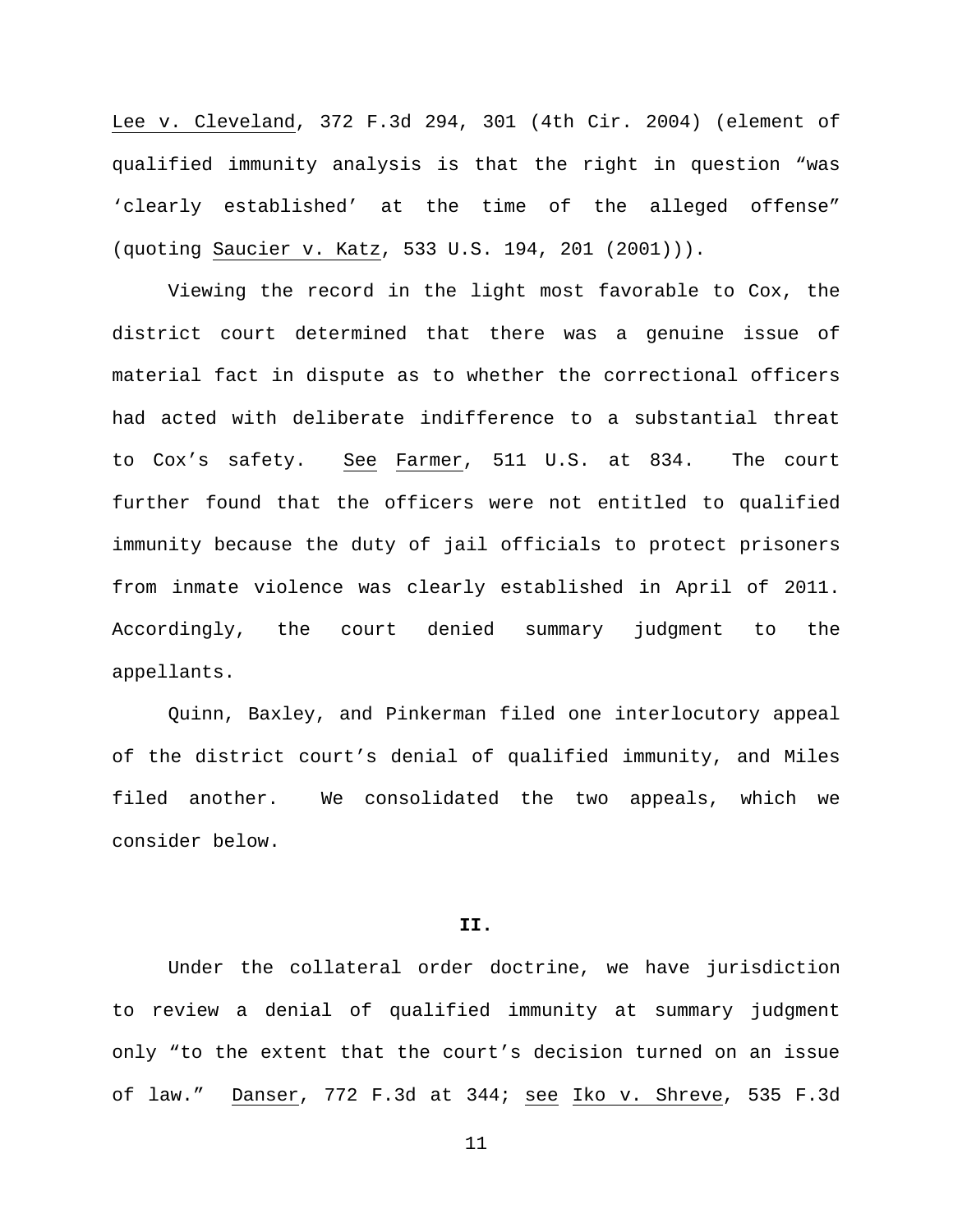Lee v. Cleveland, 372 F.3d 294, 301 (4th Cir. 2004) (element of qualified immunity analysis is that the right in question "was 'clearly established' at the time of the alleged offense" (quoting Saucier v. Katz, 533 U.S. 194, 201 (2001))).

Viewing the record in the light most favorable to Cox, the district court determined that there was a genuine issue of material fact in dispute as to whether the correctional officers had acted with deliberate indifference to a substantial threat to Cox's safety. See Farmer, 511 U.S. at 834. The court further found that the officers were not entitled to qualified immunity because the duty of jail officials to protect prisoners from inmate violence was clearly established in April of 2011. Accordingly, the court denied summary judgment to the appellants.

Quinn, Baxley, and Pinkerman filed one interlocutory appeal of the district court's denial of qualified immunity, and Miles filed another. We consolidated the two appeals, which we consider below.

## II.

Under the collateral order doctrine, we have jurisdiction to review a denial of qualified immunity at summary judgment only "to the extent that the court's decision turned on an issue of law." Danser, 772 F.3d at 344; see Iko v. Shreve, 535 F.3d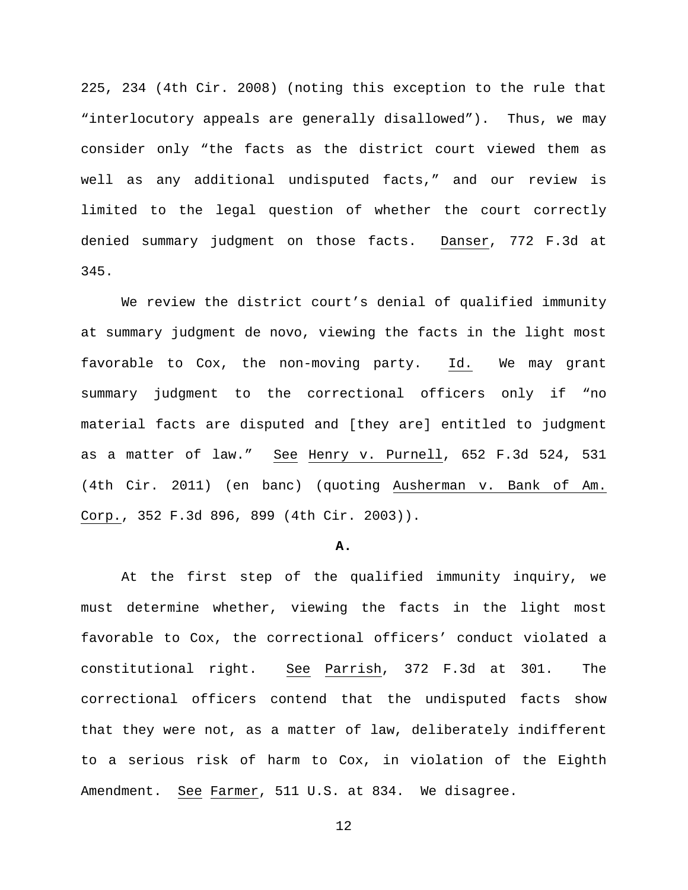225, 234 (4th Cir. 2008) (noting this exception to the rule that "interlocutory appeals are generally disallowed"). Thus, we may consider only "the facts as the district court viewed them as well as any additional undisputed facts," and our review is limited to the legal question of whether the court correctly denied summary judgment on those facts. Danser, 772 F.3d at 345.

We review the district court's denial of qualified immunity at summary judgment de novo, viewing the facts in the light most favorable to Cox, the non-moving party. Id. We may grant summary judgment to the correctional officers only if "no material facts are disputed and [they are] entitled to judgment as a matter of law." See Henry v. Purnell, 652 F.3d 524, 531 (4th Cir. 2011) (en banc) (quoting Ausherman v. Bank of Am. Corp., 352 F.3d 896, 899 (4th Cir. 2003)).

**A.**

At the first step of the qualified immunity inquiry, we must determine whether, viewing the facts in the light most favorable to Cox, the correctional officers' conduct violated a constitutional right. See Parrish, 372 F.3d at 301. The correctional officers contend that the undisputed facts show that they were not, as a matter of law, deliberately indifferent to a serious risk of harm to Cox, in violation of the Eighth Amendment. See Farmer, 511 U.S. at 834. We disagree.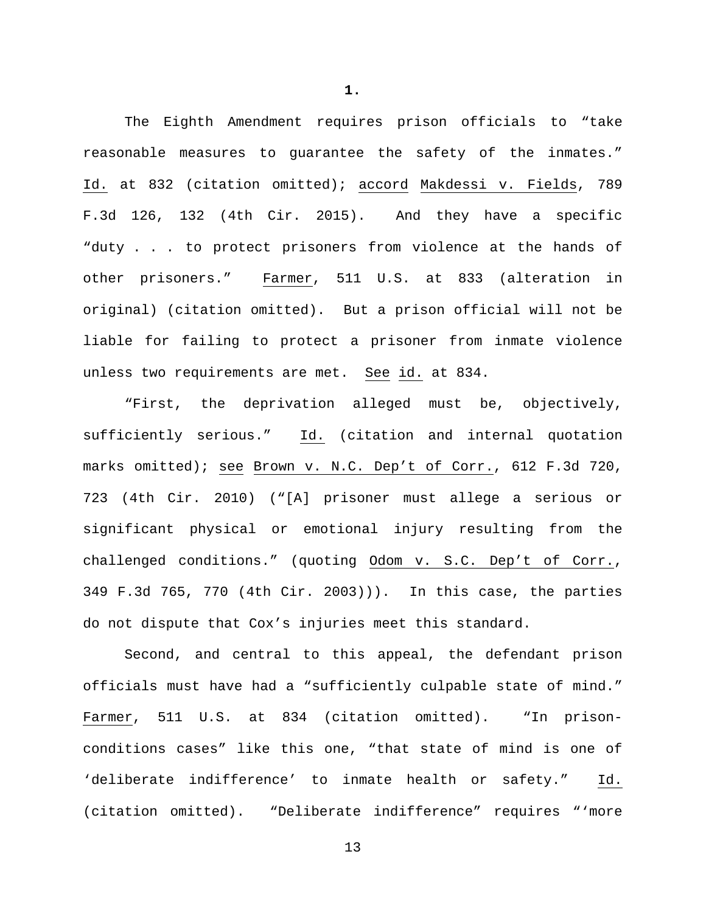**1.**

The Eighth Amendment requires prison officials to "take reasonable measures to guarantee the safety of the inmates." Id. at 832 (citation omitted); accord Makdessi v. Fields, 789 F.3d 126, 132 (4th Cir. 2015). And they have a specific "duty . . . to protect prisoners from violence at the hands of other prisoners." Farmer, 511 U.S. at 833 (alteration in original) (citation omitted). But a prison official will not be liable for failing to protect a prisoner from inmate violence unless two requirements are met. See id. at 834.

"First, the deprivation alleged must be, objectively, sufficiently serious." Id. (citation and internal quotation marks omitted); see Brown v. N.C. Dep't of Corr., 612 F.3d 720, 723 (4th Cir. 2010) ("[A] prisoner must allege a serious or significant physical or emotional injury resulting from the challenged conditions." (quoting Odom v. S.C. Dep't of Corr., 349 F.3d 765, 770 (4th Cir. 2003))). In this case, the parties do not dispute that Cox's injuries meet this standard.

Second, and central to this appeal, the defendant prison officials must have had a "sufficiently culpable state of mind." Farmer, 511 U.S. at 834 (citation omitted). "In prison-conditions cases" like this one, "that state of mind is one of 'deliberate indifference' to inmate health or safety." Id. (citation omitted). "Deliberate indifference" requires "'more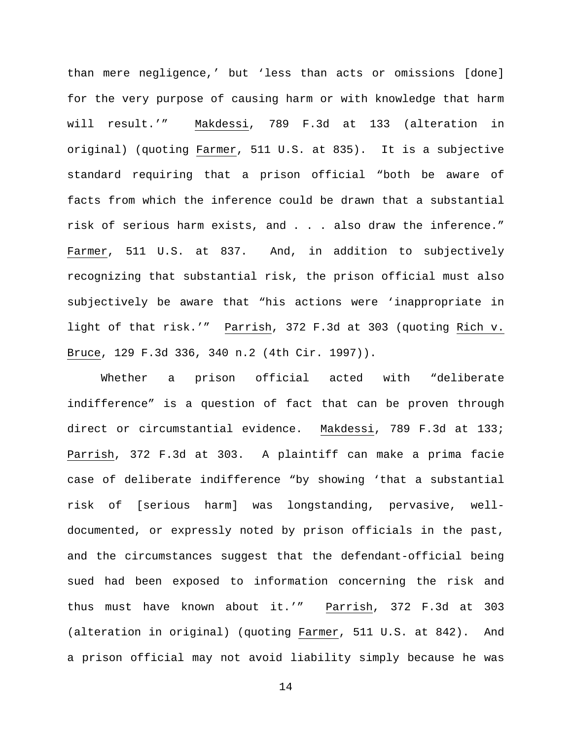than mere negligence,' but 'less than acts or omissions [done] for the very purpose of causing harm or with knowledge that harm will result.'" Makdessi, 789 F.3d at 133 (alteration in original) (quoting Farmer, 511 U.S. at 835). It is a subjective standard requiring that a prison official "both be aware of facts from which the inference could be drawn that a substantial risk of serious harm exists, and . . . also draw the inference." Farmer, 511 U.S. at 837. And, in addition to subjectively recognizing that substantial risk, the prison official must also subjectively be aware that "his actions were 'inappropriate in light of that risk.'" Parrish, 372 F.3d at 303 (quoting Rich v. Bruce, 129 F.3d 336, 340 n.2 (4th Cir. 1997)).

Whether a prison official acted with "deliberate indifference" is a question of fact that can be proven through direct or circumstantial evidence. Makdessi, 789 F.3d at 133; Parrish, 372 F.3d at 303. A plaintiff can make a prima facie case of deliberate indifference "by showing 'that a substantial risk of [serious harm] was longstanding, pervasive, well-documented, or expressly noted by prison officials in the past, and the circumstances suggest that the defendant-official being sued had been exposed to information concerning the risk and thus must have known about it.'" Parrish, 372 F.3d at 303 (alteration in original) (quoting Farmer, 511 U.S. at 842). And a prison official may not avoid liability simply because he was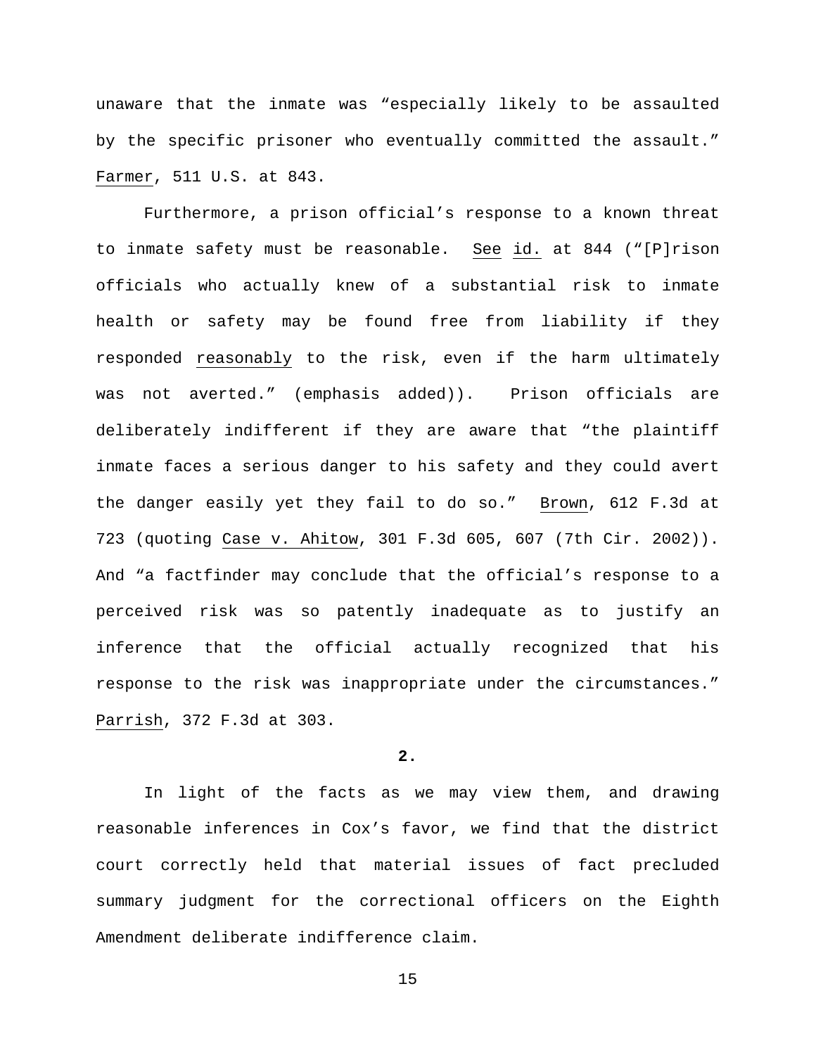unaware that the inmate was "especially likely to be assaulted by the specific prisoner who eventually committed the assault." Farmer, 511 U.S. at 843.

Furthermore, a prison official's response to a known threat to inmate safety must be reasonable. See id. at 844 ("[P]rison officials who actually knew of a substantial risk to inmate health or safety may be found free from liability if they responded reasonably to the risk, even if the harm ultimately was not averted." (emphasis added)). Prison officials are deliberately indifferent if they are aware that "the plaintiff inmate faces a serious danger to his safety and they could avert the danger easily yet they fail to do so." Brown, 612 F.3d at 723 (quoting Case v. Ahitow, 301 F.3d 605, 607 (7th Cir. 2002)). And "a factfinder may conclude that the official's response to a perceived risk was so patently inadequate as to justify an inference that the official actually recognized that his response to the risk was inappropriate under the circumstances." Parrish, 372 F.3d at 303.

**2.**

In light of the facts as we may view them, and drawing reasonable inferences in Cox's favor, we find that the district court correctly held that material issues of fact precluded summary judgment for the correctional officers on the Eighth Amendment deliberate indifference claim.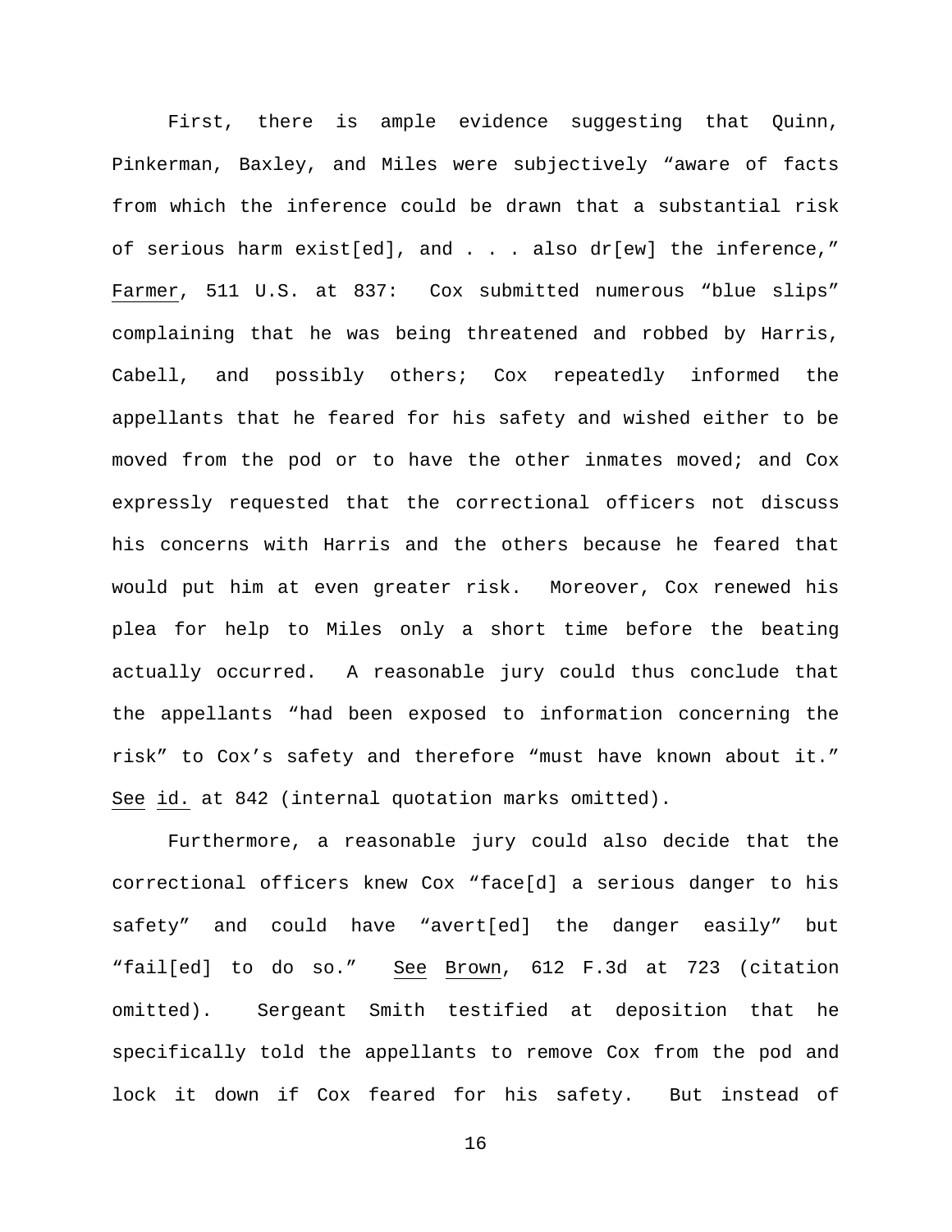First, there is ample evidence suggesting that Quinn, Pinkerman, Baxley, and Miles were subjectively "aware of facts from which the inference could be drawn that a substantial risk of serious harm exist[ed], and . . . also dr[ew] the inference," Farmer, 511 U.S. at 837: Cox submitted numerous "blue slips" complaining that he was being threatened and robbed by Harris, Cabell, and possibly others; Cox repeatedly informed the appellants that he feared for his safety and wished either to be moved from the pod or to have the other inmates moved; and Cox expressly requested that the correctional officers not discuss his concerns with Harris and the others because he feared that would put him at even greater risk. Moreover, Cox renewed his plea for help to Miles only a short time before the beating actually occurred. A reasonable jury could thus conclude that the appellants "had been exposed to information concerning the risk" to Cox's safety and therefore "must have known about it." See id. at 842 (internal quotation marks omitted).

Furthermore, a reasonable jury could also decide that the correctional officers knew Cox "face[d] a serious danger to his safety" and could have "avert[ed] the danger easily" but "fail[ed] to do so." See Brown, 612 F.3d at 723 (citation omitted). Sergeant Smith testified at deposition that he specifically told the appellants to remove Cox from the pod and lock it down if Cox feared for his safety. But instead of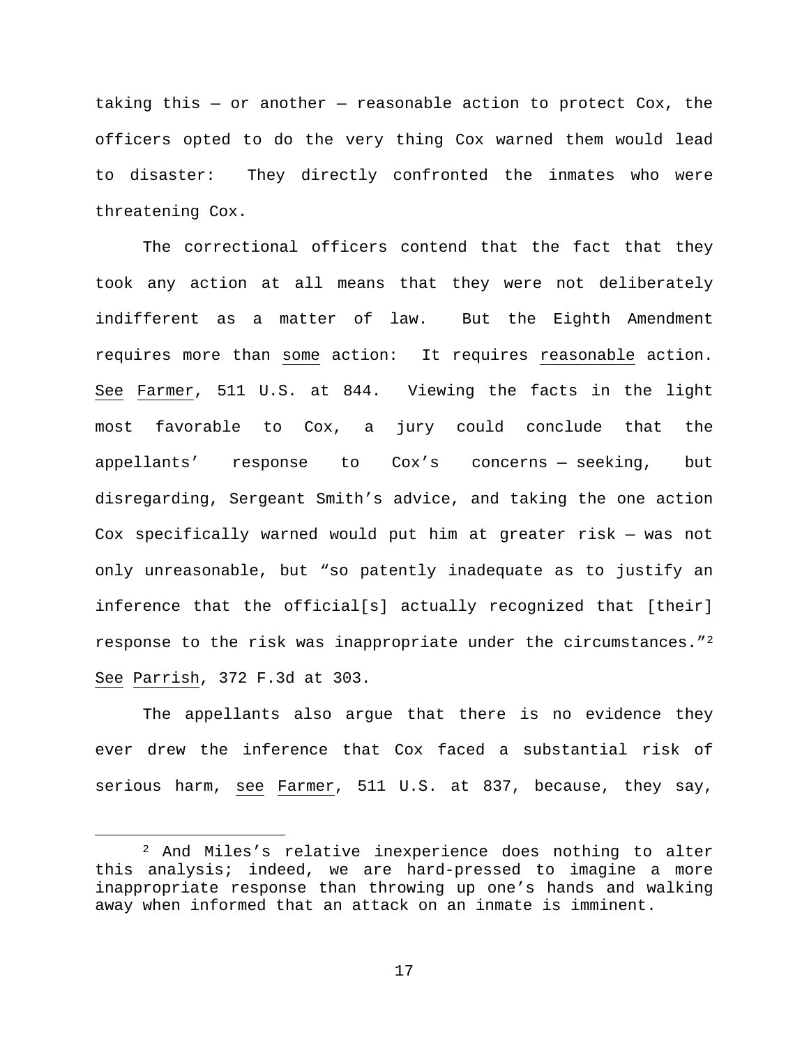taking this — or another — reasonable action to protect Cox, the officers opted to do the very thing Cox warned them would lead to disaster: They directly confronted the inmates who were threatening Cox.

The correctional officers contend that the fact that they took any action at all means that they were not deliberately indifferent as a matter of law. But the Eighth Amendment requires more than some action: It requires reasonable action. See Farmer, 511 U.S. at 844. Viewing the facts in the light most favorable to Cox, a jury could conclude that the appellants' response to Cox's concerns — seeking, but disregarding, Sergeant Smith's advice, and taking the one action Cox specifically warned would put him at greater risk — was not only unreasonable, but "so patently inadequate as to justify an inference that the official[s] actually recognized that [their] response to the risk was inappropriate under the circumstances."[2] See Parrish, 372 F.3d at 303.

The appellants also argue that there is no evidence they ever drew the inference that Cox faced a substantial risk of serious harm, see Farmer, 511 U.S. at 837, because, they say,

---

[2] And Miles's relative inexperience does nothing to alter this analysis; indeed, we are hard-pressed to imagine a more inappropriate response than throwing up one's hands and walking away when informed that an attack on an inmate is imminent.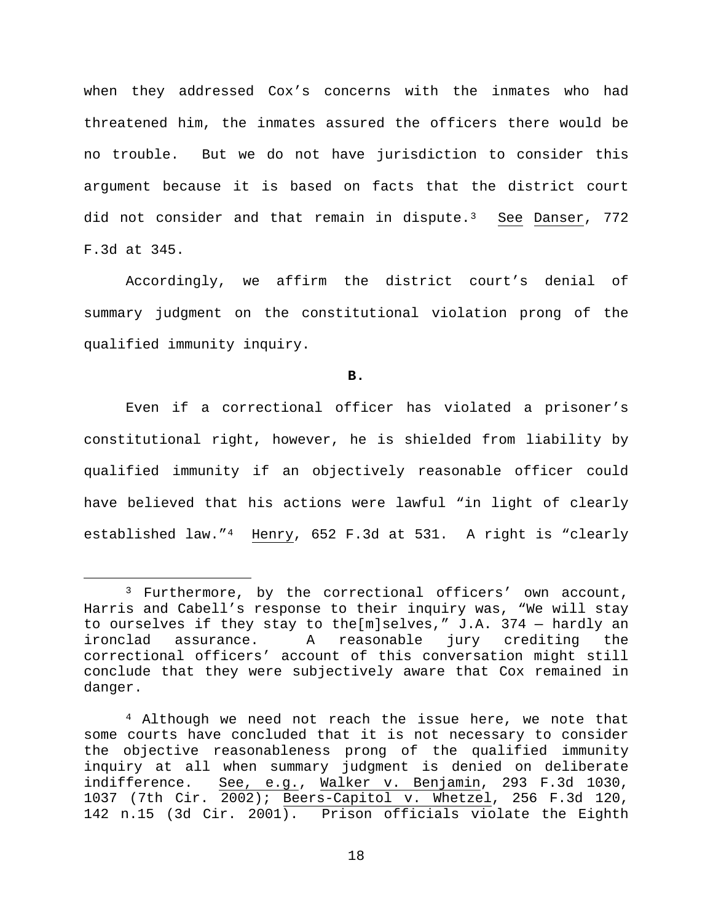when they addressed Cox's concerns with the inmates who had threatened him, the inmates assured the officers there would be no trouble. But we do not have jurisdiction to consider this argument because it is based on facts that the district court did not consider and that remain in dispute.[3] See Danser, 772 F.3d at 345.

Accordingly, we affirm the district court's denial of summary judgment on the constitutional violation prong of the qualified immunity inquiry.

**B.**

Even if a correctional officer has violated a prisoner's constitutional right, however, he is shielded from liability by qualified immunity if an objectively reasonable officer could have believed that his actions were lawful "in light of clearly established law."[4] Henry, 652 F.3d at 531. A right is "clearly

---

[3] Furthermore, by the correctional officers' own account, Harris and Cabell's response to their inquiry was, "We will stay to ourselves if they stay to the[m]selves," J.A. 374 — hardly an ironclad assurance. A reasonable jury crediting the correctional officers' account of this conversation might still conclude that they were subjectively aware that Cox remained in danger.

[4] Although we need not reach the issue here, we note that some courts have concluded that it is not necessary to consider the objective reasonableness prong of the qualified immunity inquiry at all when summary judgment is denied on deliberate indifference. See, e.g., Walker v. Benjamin, 293 F.3d 1030, 1037 (7th Cir. 2002); Beers-Capitol v. Whetzel, 256 F.3d 120, 142 n.15 (3d Cir. 2001). Prison officials violate the Eighth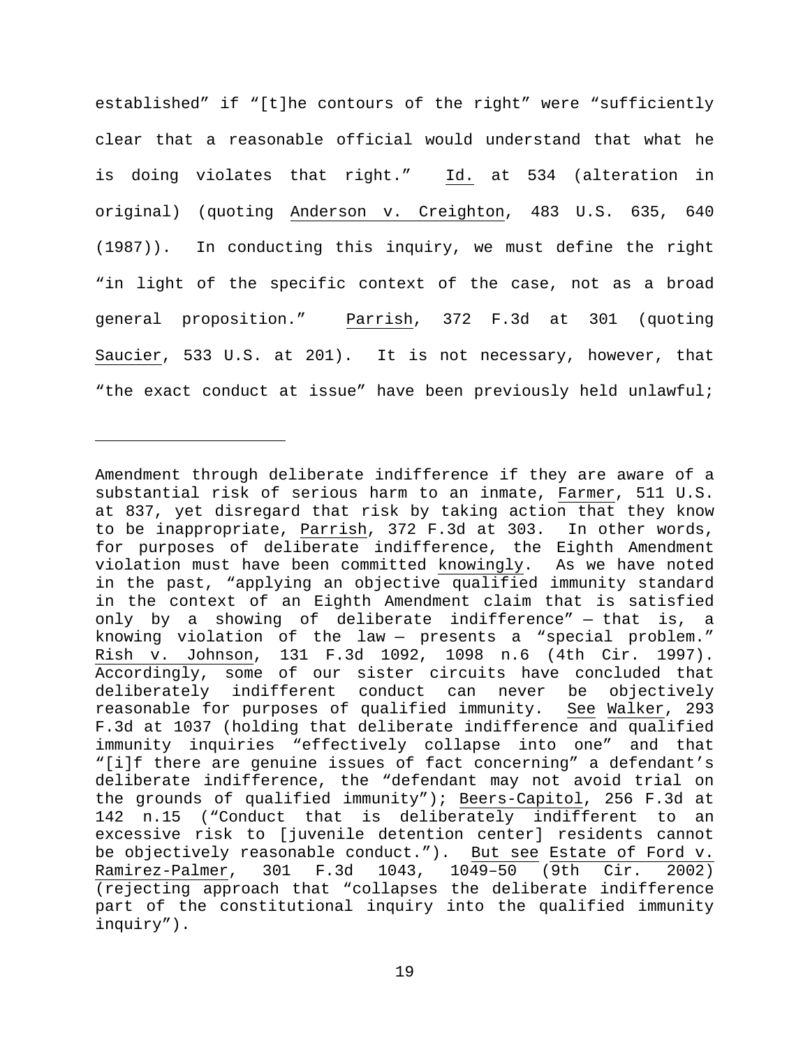established" if "[t]he contours of the right" were "sufficiently clear that a reasonable official would understand that what he is doing violates that right." Id. at 534 (alteration in original) (quoting Anderson v. Creighton, 483 U.S. 635, 640 (1987)). In conducting this inquiry, we must define the right "in light of the specific context of the case, not as a broad general proposition." Parrish, 372 F.3d at 301 (quoting Saucier, 533 U.S. at 201). It is not necessary, however, that "the exact conduct at issue" have been previously held unlawful;

---

Amendment through deliberate indifference if they are aware of a substantial risk of serious harm to an inmate, Farmer, 511 U.S. at 837, yet disregard that risk by taking action that they know to be inappropriate, Parrish, 372 F.3d at 303. In other words, for purposes of deliberate indifference, the Eighth Amendment violation must have been committed knowingly. As we have noted in the past, "applying an objective qualified immunity standard in the context of an Eighth Amendment claim that is satisfied only by a showing of deliberate indifference" — that is, a knowing violation of the law — presents a "special problem." Rish v. Johnson, 131 F.3d 1092, 1098 n.6 (4th Cir. 1997). Accordingly, some of our sister circuits have concluded that deliberately indifferent conduct can never be objectively reasonable for purposes of qualified immunity. See Walker, 293 F.3d at 1037 (holding that deliberate indifference and qualified immunity inquiries "effectively collapse into one" and that "[i]f there are genuine issues of fact concerning" a defendant's deliberate indifference, the "defendant may not avoid trial on the grounds of qualified immunity"); Beers-Capitol, 256 F.3d at 142 n.15 ("Conduct that is deliberately indifferent to an excessive risk to [juvenile detention center] residents cannot be objectively reasonable conduct."). But see Estate of Ford v. Ramirez-Palmer, 301 F.3d 1043, 1049–50 (9th Cir. 2002) (rejecting approach that "collapses the deliberate indifference part of the constitutional inquiry into the qualified immunity inquiry").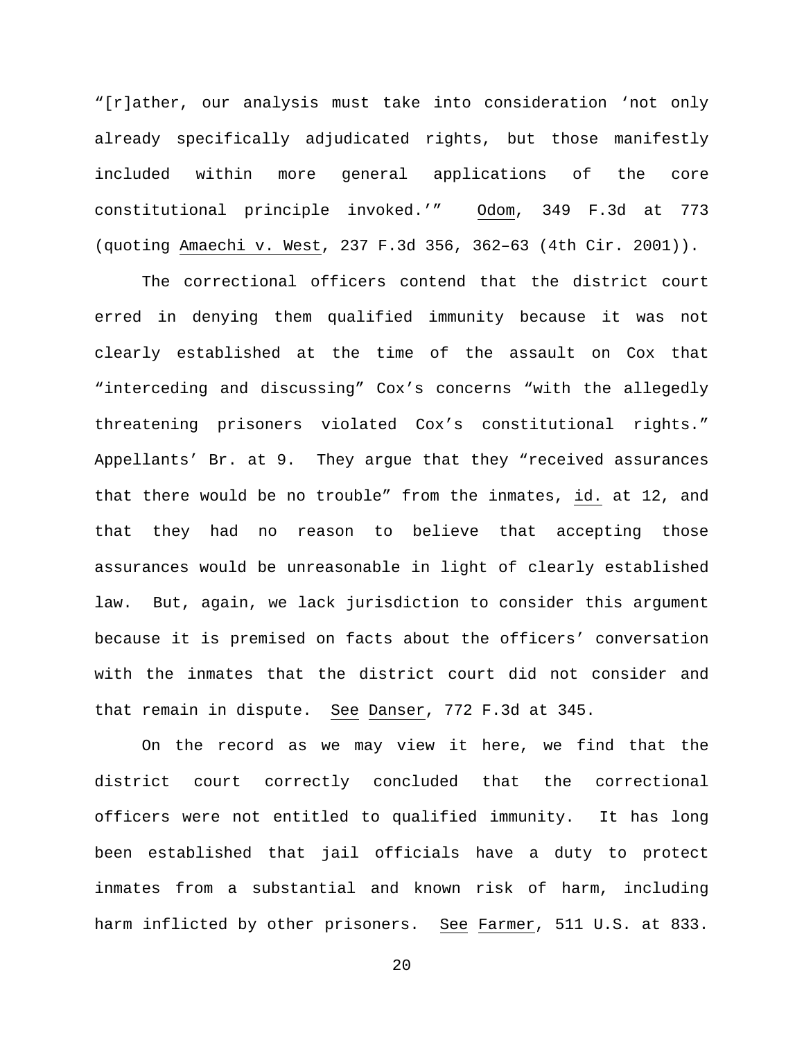"[r]ather, our analysis must take into consideration 'not only already specifically adjudicated rights, but those manifestly included within more general applications of the core constitutional principle invoked.'" Odom, 349 F.3d at 773 (quoting Amaechi v. West, 237 F.3d 356, 362–63 (4th Cir. 2001)).

The correctional officers contend that the district court erred in denying them qualified immunity because it was not clearly established at the time of the assault on Cox that "interceding and discussing" Cox's concerns "with the allegedly threatening prisoners violated Cox's constitutional rights." Appellants' Br. at 9. They argue that they "received assurances that there would be no trouble" from the inmates, id. at 12, and that they had no reason to believe that accepting those assurances would be unreasonable in light of clearly established law. But, again, we lack jurisdiction to consider this argument because it is premised on facts about the officers' conversation with the inmates that the district court did not consider and that remain in dispute. See Danser, 772 F.3d at 345.

On the record as we may view it here, we find that the district court correctly concluded that the correctional officers were not entitled to qualified immunity. It has long been established that jail officials have a duty to protect inmates from a substantial and known risk of harm, including harm inflicted by other prisoners. See Farmer, 511 U.S. at 833.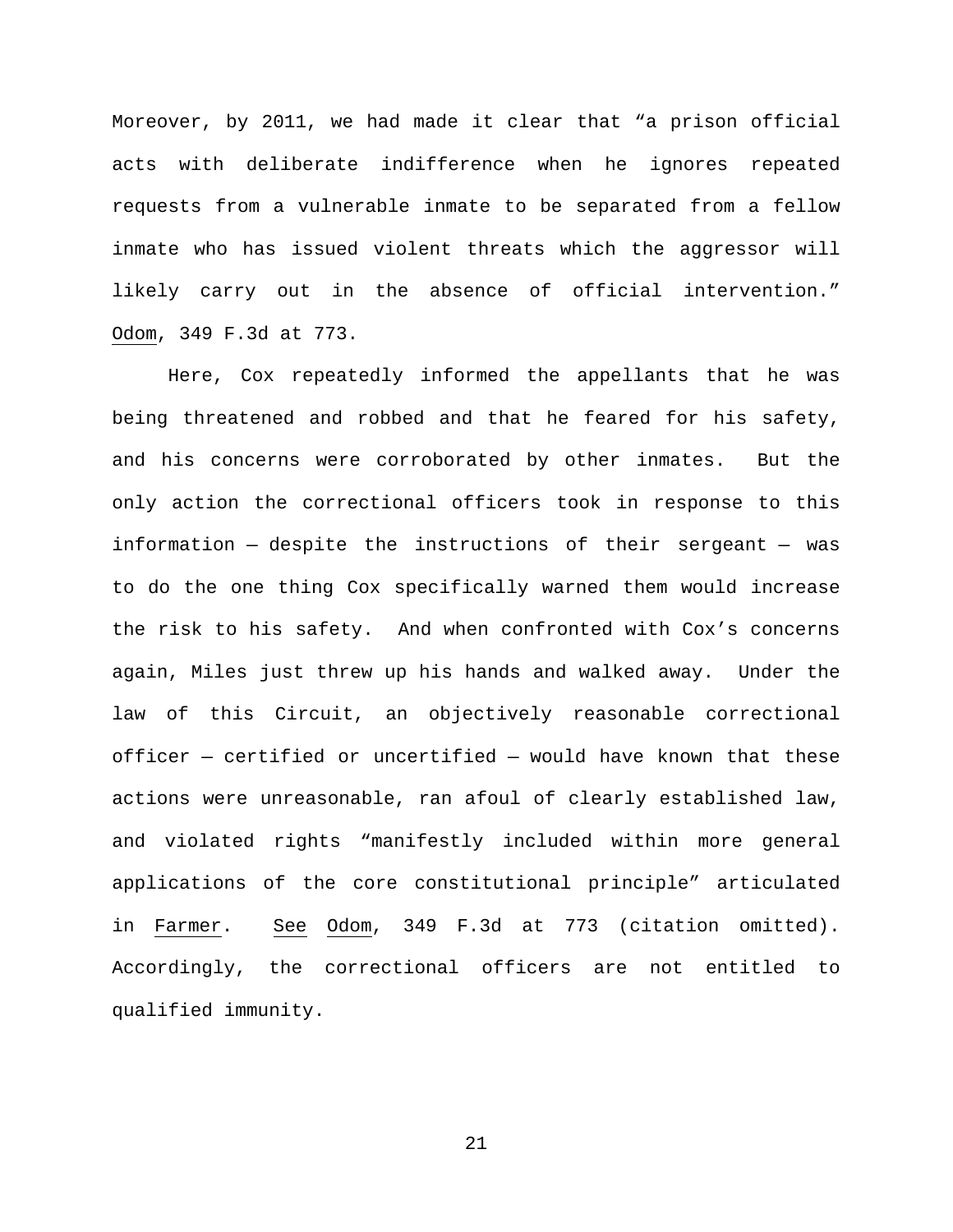Moreover, by 2011, we had made it clear that "a prison official acts with deliberate indifference when he ignores repeated requests from a vulnerable inmate to be separated from a fellow inmate who has issued violent threats which the aggressor will likely carry out in the absence of official intervention." Odom, 349 F.3d at 773.

Here, Cox repeatedly informed the appellants that he was being threatened and robbed and that he feared for his safety, and his concerns were corroborated by other inmates. But the only action the correctional officers took in response to this information — despite the instructions of their sergeant — was to do the one thing Cox specifically warned them would increase the risk to his safety. And when confronted with Cox's concerns again, Miles just threw up his hands and walked away. Under the law of this Circuit, an objectively reasonable correctional officer — certified or uncertified — would have known that these actions were unreasonable, ran afoul of clearly established law, and violated rights "manifestly included within more general applications of the core constitutional principle" articulated in Farmer. See Odom, 349 F.3d at 773 (citation omitted). Accordingly, the correctional officers are not entitled to qualified immunity.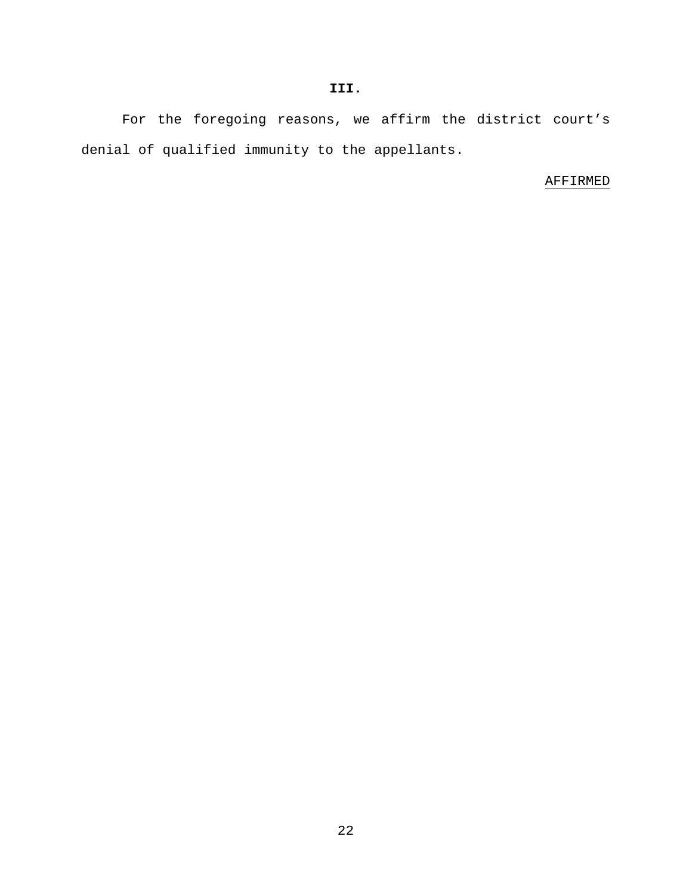## III.

For the foregoing reasons, we affirm the district court's denial of qualified immunity to the appellants.

AFFIRMED